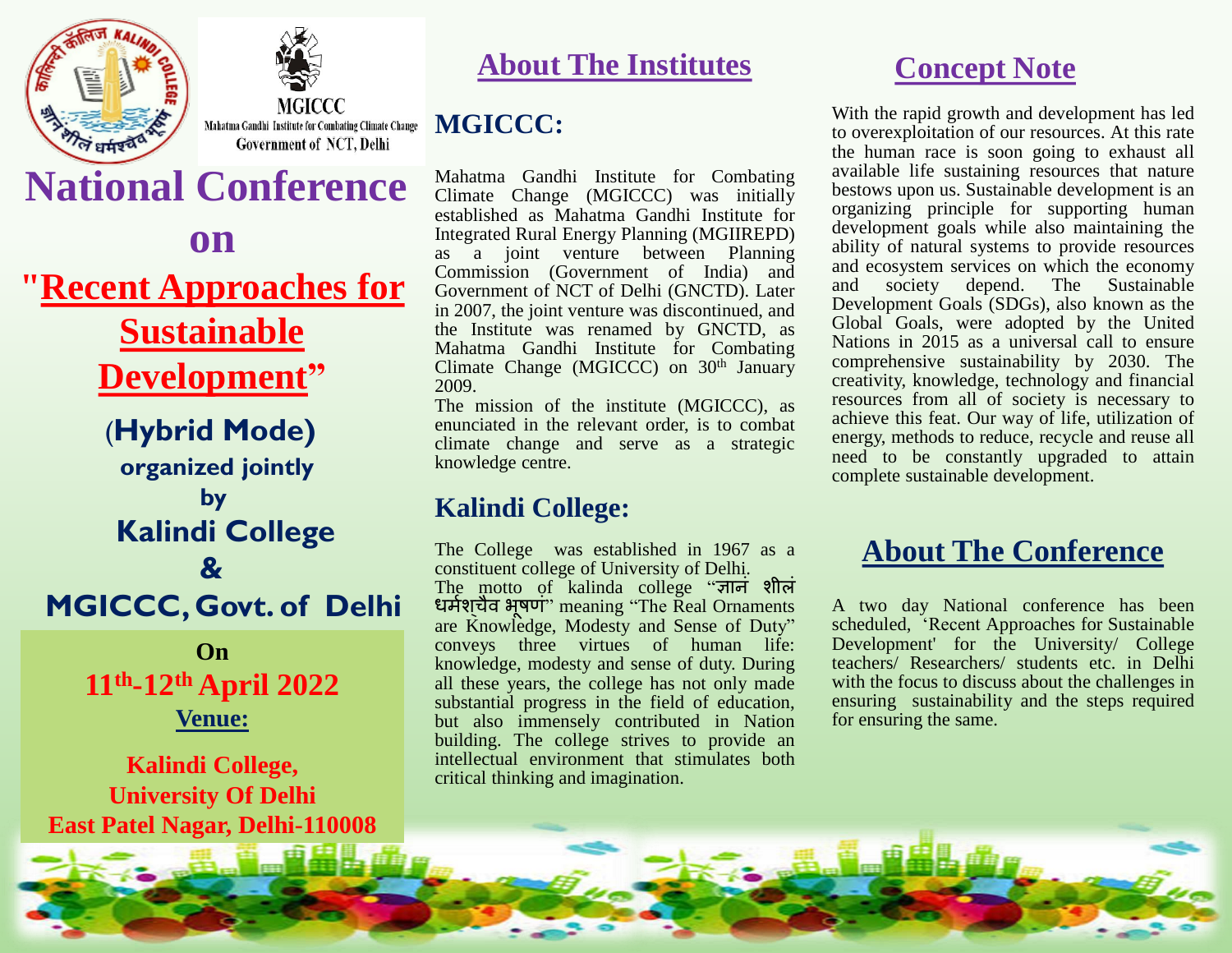MGICCC

Mahatma Gandhi Institute for Combating Climate Change

Government of NCT, Delhi

# National Conference on "Recent Approaches for Sustainable Development"

**(Hybrid Mode)**

**organized jointly by**

**Kalindi College & MGICCC, Govt. of Delhi**

**On**

**11th-12th April 2022**

**Venue:**

**Kalindi College, University Of Delhi East Patel Nagar, Delhi-110008**

## About The Institutes

### MGICCC:

Mahatma Gandhi Institute for Combating Climate Change (MGICCC) was initially established as Mahatma Gandhi Institute for Integrated Rural Energy Planning (MGIIREPD) as a joint venture between Planning Commission (Government of India) and Government of NCT of Delhi (GNCTD). Later in 2007, the joint venture was discontinued, and the Institute was renamed by GNCTD, as Mahatma Gandhi Institute for Combating Climate Change (MGICCC) on 30th January 2009.

The mission of the institute (MGICCC), as enunciated in the relevant order, is to combat climate change and serve as a strategic knowledge centre.

### Kalindi College:

The College was established in 1967 as a constituent college of University of Delhi.

The motto of kalinda college "ज्ञानं शीलं धर्मश्चैव भूषणं" meaning "The Real Ornaments are Knowledge, Modesty and Sense of Duty" conveys three virtues of human life: knowledge, modesty and sense of duty. During all these years, the college has not only made substantial progress in the field of education, but also immensely contributed in Nation building. The college strives to provide an intellectual environment that stimulates both critical thinking and imagination.

## Concept Note

With the rapid growth and development has led to overexploitation of our resources. At this rate the human race is soon going to exhaust all available life sustaining resources that nature bestows upon us. Sustainable development is an organizing principle for supporting human development goals while also maintaining the ability of natural systems to provide resources and ecosystem services on which the economy and society depend. The Sustainable Development Goals (SDGs), also known as the Global Goals, were adopted by the United Nations in 2015 as a universal call to ensure comprehensive sustainability by 2030. The creativity, knowledge, technology and financial resources from all of society is necessary to achieve this feat. Our way of life, utilization of energy, methods to reduce, recycle and reuse all need to be constantly upgraded to attain complete sustainable development.

## About The Conference

A two day National conference has been scheduled, 'Recent Approaches for Sustainable Development' for the University/ College teachers/ Researchers/ students etc. in Delhi with the focus to discuss about the challenges in ensuring sustainability and the steps required for ensuring the same.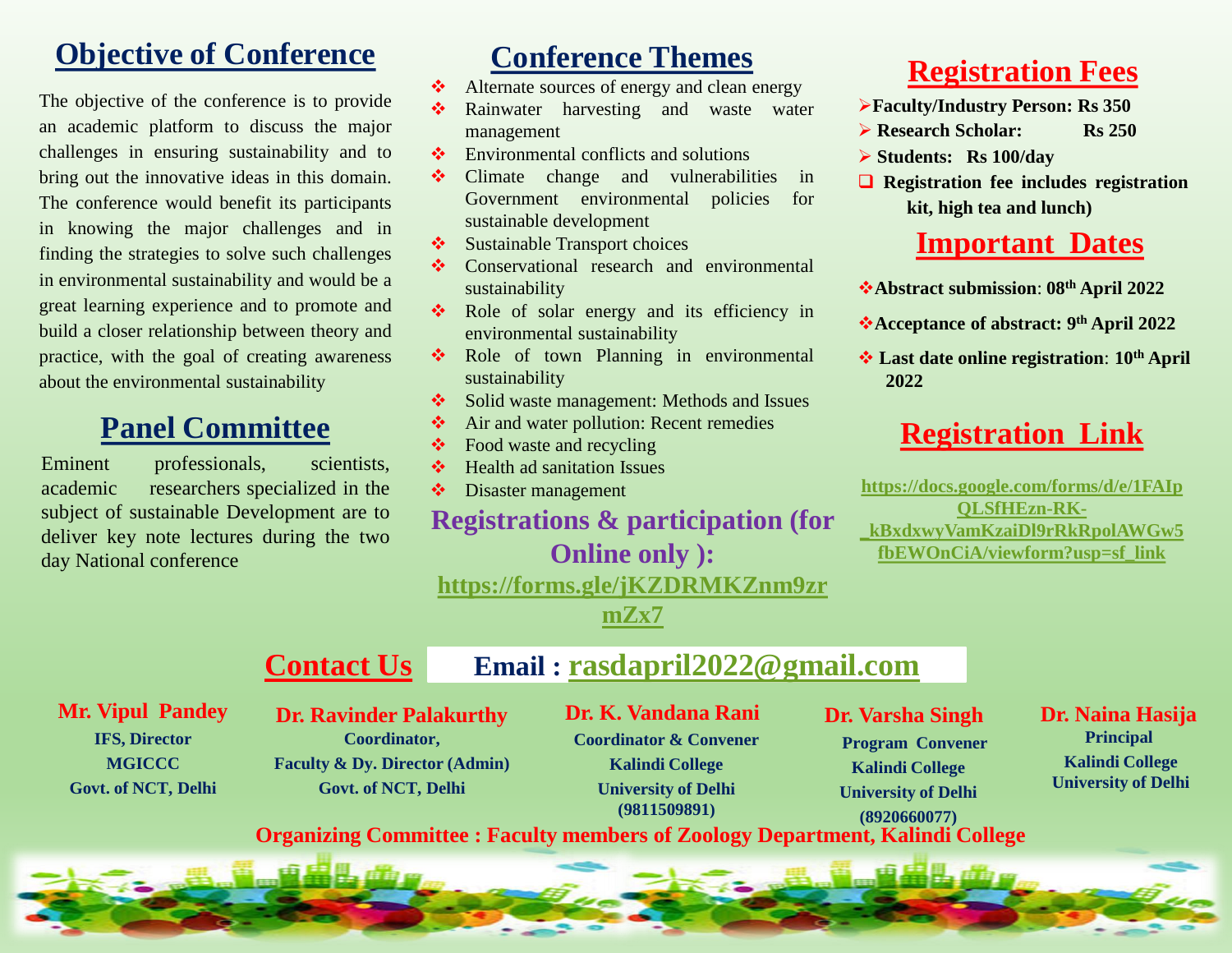## Objective of Conference

The objective of the conference is to provide an academic platform to discuss the major challenges in ensuring sustainability and to bring out the innovative ideas in this domain. The conference would benefit its participants in knowing the major challenges and in finding the strategies to solve such challenges in environmental sustainability and would be a great learning experience and to promote and build a closer relationship between theory and practice, with the goal of creating awareness about the environmental sustainability

## Panel Committee

Eminent professionals, scientists, academic researchers specialized in the subject of sustainable Development are to deliver key note lectures during the two day National conference

## Conference Themes

- Alternate sources of energy and clean energy
- Rainwater harvesting and waste water management
- Environmental conflicts and solutions
- Climate change and vulnerabilities in Government environmental policies for sustainable development
- Sustainable Transport choices
- Conservational research and environmental sustainability
- Role of solar energy and its efficiency in environmental sustainability
- Role of town Planning in environmental sustainability
- Solid waste management: Methods and Issues
- Air and water pollution: Recent remedies
- Food waste and recycling
- Health ad sanitation Issues
- Disaster management

**Registrations & participation (for Online only ):**

**https://forms.gle/jKZDRMKZnm9zrmZx7**

## Registration Fees

- **Faculty/Industry Person: Rs 350**
- **Research Scholar: Rs 250**
- **Students: Rs 100/day**
- **Registration fee includes registration kit, high tea and lunch)**

## Important Dates

- **Abstract submission**: **08th April 2022**
- **Acceptance of abstract: 9th April 2022**
- **Last date online registration**: **10th April 2022**

## Registration Link

**https://docs.google.com/forms/d/e/1FAIpQLSfHEzn-RK-_kBxdxwyVamKzaiDl9rRkRpolAWGw5fbEWOnCiA/viewform?usp=sf_link**

## Contact Us

**Email : rasdapril2022@gmail.com**

**Mr. Vipul Pandey**
**IFS, Director**
**MGICCC**
**Govt. of NCT, Delhi**

**Dr. Ravinder Palakurthy**
**Coordinator,**
**Faculty & Dy. Director (Admin)**
**Govt. of NCT, Delhi**

**Dr. K. Vandana Rani**
**Coordinator & Convener**
**Kalindi College**
**University of Delhi**
**(9811509891)**

**Dr. Varsha Singh**
**Program Convener**
**Kalindi College**
**University of Delhi**
**(8920660077)**

**Dr. Naina Hasija**
**Principal**
**Kalindi College**
**University of Delhi**

**Organizing Committee : Faculty members of Zoology Department, Kalindi College**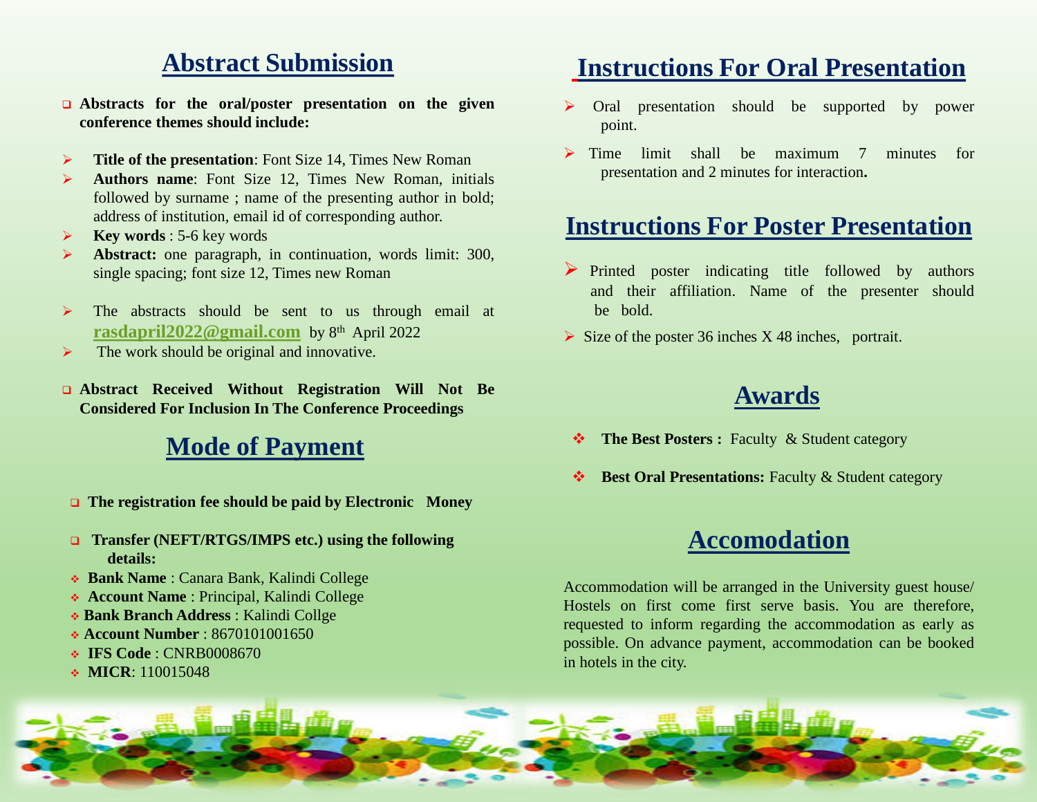## Abstract Submission

- **Abstracts for the oral/poster presentation on the given conference themes should include:**

- **Title of the presentation**: Font Size 14, Times New Roman
- **Authors name**: Font Size 12, Times New Roman, initials followed by surname ; name of the presenting author in bold; address of institution, email id of corresponding author.
- **Key words** : 5-6 key words
- **Abstract:** one paragraph, in continuation, words limit: 300, single spacing; font size 12, Times new Roman

- The abstracts should be sent to us through email at **rasdapril2022@gmail.com** by 8th April 2022
- The work should be original and innovative.

- **Abstract Received Without Registration Will Not Be Considered For Inclusion In The Conference Proceedings**

## Mode of Payment

- **The registration fee should be paid by Electronic Money**

- **Transfer (NEFT/RTGS/IMPS etc.) using the following details:**
  - **Bank Name** : Canara Bank, Kalindi College
  - **Account Name** : Principal, Kalindi College
  - **Bank Branch Address** : Kalindi Collge
  - **Account Number** : 8670101001650
  - **IFS Code** : CNRB0008670
  - **MICR**: 110015048

## Instructions For Oral Presentation

- Oral presentation should be supported by power point.
- Time limit shall be maximum 7 minutes for presentation and 2 minutes for interaction**.**

## Instructions For Poster Presentation

- Printed poster indicating title followed by authors and their affiliation. Name of the presenter should be bold.
- Size of the poster 36 inches X 48 inches, portrait.

## Awards

- **The Best Posters :** Faculty & Student category
- **Best Oral Presentations:** Faculty & Student category

## Accomodation

Accommodation will be arranged in the University guest house/ Hostels on first come first serve basis. You are therefore, requested to inform regarding the accommodation as early as possible. On advance payment, accommodation can be booked in hotels in the city.